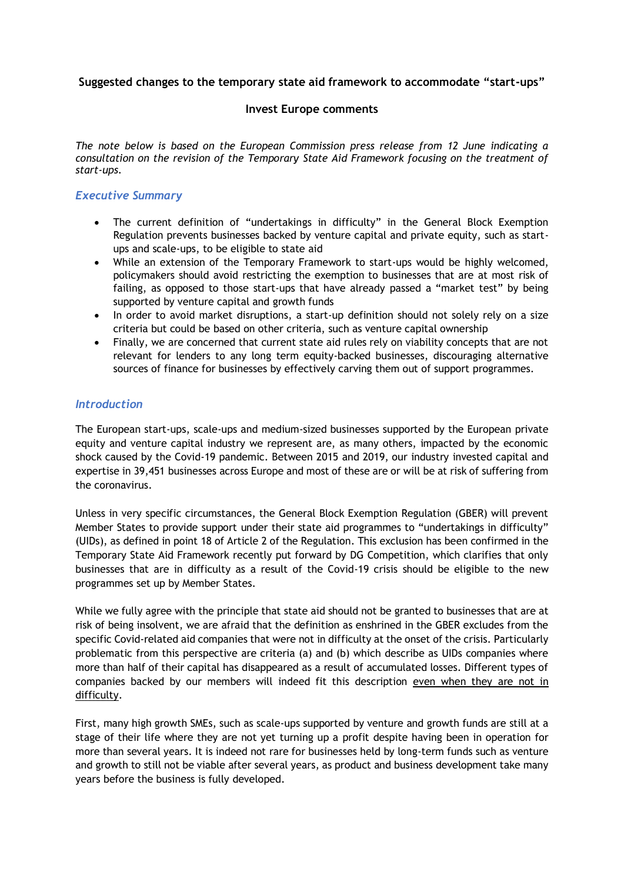**Suggested changes to the temporary state aid framework to accommodate "start-ups"**

**Invest Europe comments**

*The note below is based on the European Commission press release from 12 June indicating a consultation on the revision of the Temporary State Aid Framework focusing on the treatment of start-ups.*

## *Executive Summary*

- The current definition of "undertakings in difficulty" in the General Block Exemption Regulation prevents businesses backed by venture capital and private equity, such as start-ups and scale-ups, to be eligible to state aid
- While an extension of the Temporary Framework to start-ups would be highly welcomed, policymakers should avoid restricting the exemption to businesses that are at most risk of failing, as opposed to those start-ups that have already passed a "market test" by being supported by venture capital and growth funds
- In order to avoid market disruptions, a start-up definition should not solely rely on a size criteria but could be based on other criteria, such as venture capital ownership
- Finally, we are concerned that current state aid rules rely on viability concepts that are not relevant for lenders to any long term equity-backed businesses, discouraging alternative sources of finance for businesses by effectively carving them out of support programmes.

## *Introduction*

The European start-ups, scale-ups and medium-sized businesses supported by the European private equity and venture capital industry we represent are, as many others, impacted by the economic shock caused by the Covid-19 pandemic. Between 2015 and 2019, our industry invested capital and expertise in 39,451 businesses across Europe and most of these are or will be at risk of suffering from the coronavirus.

Unless in very specific circumstances, the General Block Exemption Regulation (GBER) will prevent Member States to provide support under their state aid programmes to "undertakings in difficulty" (UIDs), as defined in point 18 of Article 2 of the Regulation. This exclusion has been confirmed in the Temporary State Aid Framework recently put forward by DG Competition, which clarifies that only businesses that are in difficulty as a result of the Covid-19 crisis should be eligible to the new programmes set up by Member States.

While we fully agree with the principle that state aid should not be granted to businesses that are at risk of being insolvent, we are afraid that the definition as enshrined in the GBER excludes from the specific Covid-related aid companies that were not in difficulty at the onset of the crisis. Particularly problematic from this perspective are criteria (a) and (b) which describe as UIDs companies where more than half of their capital has disappeared as a result of accumulated losses. Different types of companies backed by our members will indeed fit this description <u>even when they are not in difficulty</u>.

First, many high growth SMEs, such as scale-ups supported by venture and growth funds are still at a stage of their life where they are not yet turning up a profit despite having been in operation for more than several years. It is indeed not rare for businesses held by long-term funds such as venture and growth to still not be viable after several years, as product and business development take many years before the business is fully developed.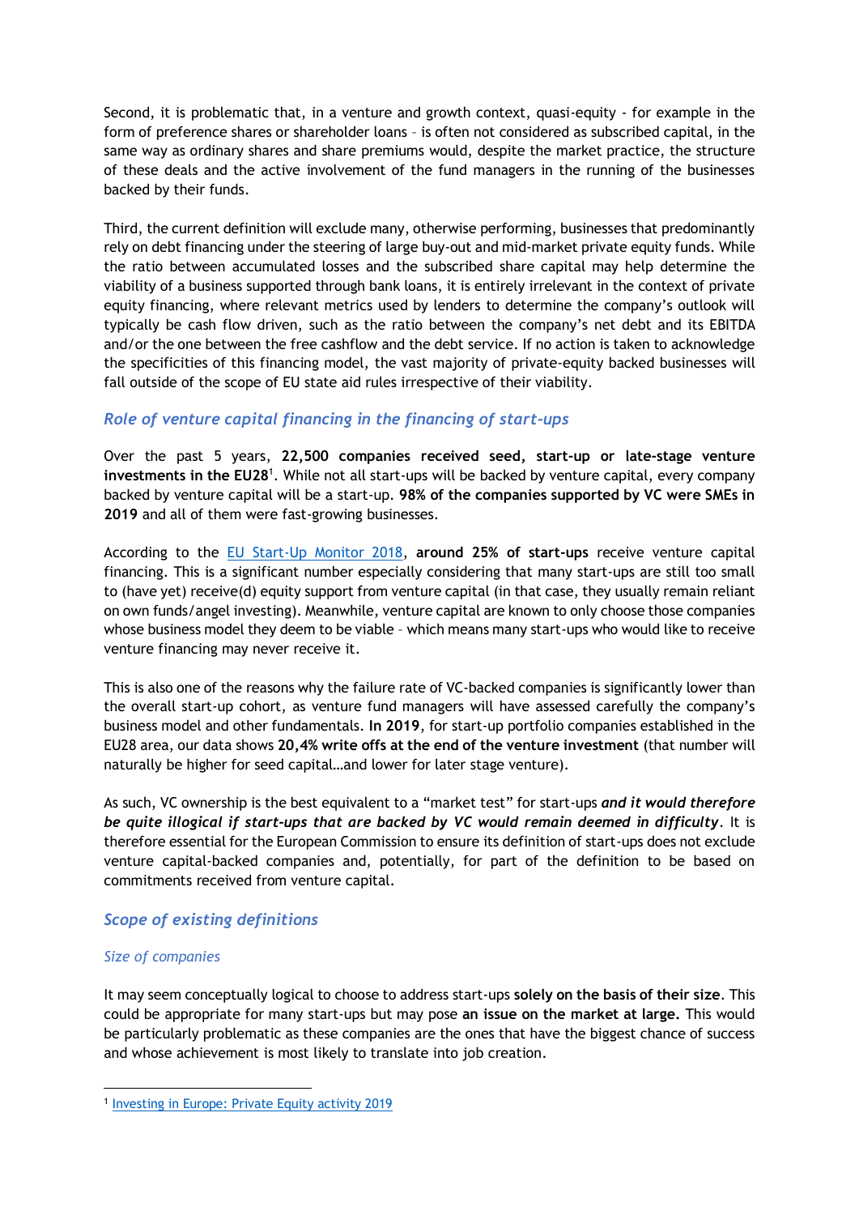Second, it is problematic that, in a venture and growth context, quasi-equity - for example in the form of preference shares or shareholder loans – is often not considered as subscribed capital, in the same way as ordinary shares and share premiums would, despite the market practice, the structure of these deals and the active involvement of the fund managers in the running of the businesses backed by their funds.

Third, the current definition will exclude many, otherwise performing, businesses that predominantly rely on debt financing under the steering of large buy-out and mid-market private equity funds. While the ratio between accumulated losses and the subscribed share capital may help determine the viability of a business supported through bank loans, it is entirely irrelevant in the context of private equity financing, where relevant metrics used by lenders to determine the company's outlook will typically be cash flow driven, such as the ratio between the company's net debt and its EBITDA and/or the one between the free cashflow and the debt service. If no action is taken to acknowledge the specificities of this financing model, the vast majority of private-equity backed businesses will fall outside of the scope of EU state aid rules irrespective of their viability.

## *Role of venture capital financing in the financing of start-ups*

Over the past 5 years, **22,500 companies received seed, start-up or late-stage venture investments in the EU28**[1]. While not all start-ups will be backed by venture capital, every company backed by venture capital will be a start-up. **98% of the companies supported by VC were SMEs in 2019** and all of them were fast-growing businesses.

According to the [EU Start-Up Monitor 2018](), **around 25% of start-ups** receive venture capital financing. This is a significant number especially considering that many start-ups are still too small to (have yet) receive(d) equity support from venture capital (in that case, they usually remain reliant on own funds/angel investing). Meanwhile, venture capital are known to only choose those companies whose business model they deem to be viable – which means many start-ups who would like to receive venture financing may never receive it.

This is also one of the reasons why the failure rate of VC-backed companies is significantly lower than the overall start-up cohort, as venture fund managers will have assessed carefully the company's business model and other fundamentals. **In 2019**, for start-up portfolio companies established in the EU28 area, our data shows **20,4% write offs at the end of the venture investment** (that number will naturally be higher for seed capital…and lower for later stage venture).

As such, VC ownership is the best equivalent to a "market test" for start-ups ***and it would therefore be quite illogical if start-ups that are backed by VC would remain deemed in difficulty***. It is therefore essential for the European Commission to ensure its definition of start-ups does not exclude venture capital-backed companies and, potentially, for part of the definition to be based on commitments received from venture capital.

## *Scope of existing definitions*

### *Size of companies*

It may seem conceptually logical to choose to address start-ups **solely on the basis of their size**. This could be appropriate for many start-ups but may pose **an issue on the market at large.** This would be particularly problematic as these companies are the ones that have the biggest chance of success and whose achievement is most likely to translate into job creation.

---

[1] [Investing in Europe: Private Equity activity 2019]()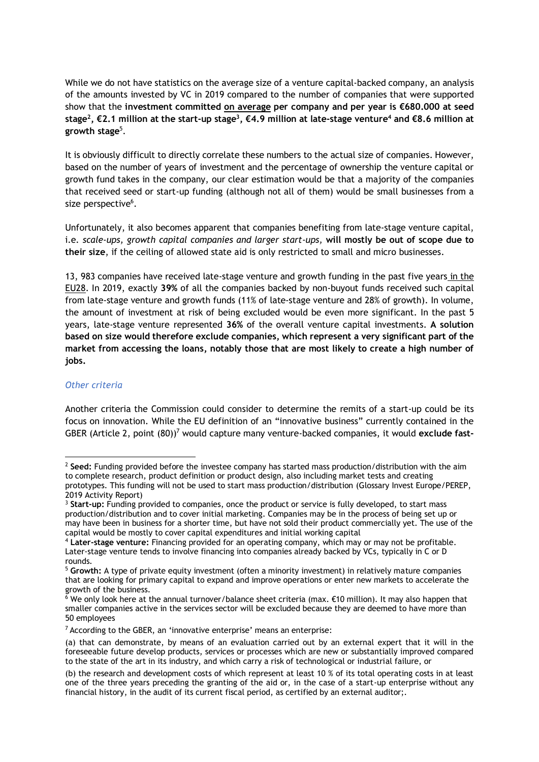While we do not have statistics on the average size of a venture capital-backed company, an analysis of the amounts invested by VC in 2019 compared to the number of companies that were supported show that the **investment committed on average per company and per year is €680.000 at seed stage[2], €2.1 million at the start-up stage[3], €4.9 million at late-stage venture[4] and €8.6 million at growth stage[5].**

It is obviously difficult to directly correlate these numbers to the actual size of companies. However, based on the number of years of investment and the percentage of ownership the venture capital or growth fund takes in the company, our clear estimation would be that a majority of the companies that received seed or start-up funding (although not all of them) would be small businesses from a size perspective[6].

Unfortunately, it also becomes apparent that companies benefiting from late-stage venture capital, i.e. *scale-ups, growth capital companies and larger start-ups,* **will mostly be out of scope due to their size**, if the ceiling of allowed state aid is only restricted to small and micro businesses.

13, 983 companies have received late-stage venture and growth funding in the past five years in the EU28. In 2019, exactly **39%** of all the companies backed by non-buyout funds received such capital from late-stage venture and growth funds (11% of late-stage venture and 28% of growth). In volume, the amount of investment at risk of being excluded would be even more significant. In the past 5 years, late-stage venture represented **36%** of the overall venture capital investments. **A solution based on size would therefore exclude companies, which represent a very significant part of the market from accessing the loans, notably those that are most likely to create a high number of jobs.**

### *Other criteria*

Another criteria the Commission could consider to determine the remits of a start-up could be its focus on innovation. While the EU definition of an "innovative business" currently contained in the GBER (Article 2, point (80))[7] would capture many venture-backed companies, it would **exclude fast-**

---

[2] **Seed:** Funding provided before the investee company has started mass production/distribution with the aim to complete research, product definition or product design, also including market tests and creating prototypes. This funding will not be used to start mass production/distribution (Glossary Invest Europe/PEREP, 2019 Activity Report)

[3] **Start-up:** Funding provided to companies, once the product or service is fully developed, to start mass production/distribution and to cover initial marketing. Companies may be in the process of being set up or may have been in business for a shorter time, but have not sold their product commercially yet. The use of the capital would be mostly to cover capital expenditures and initial working capital

[4] **Later-stage venture:** Financing provided for an operating company, which may or may not be profitable. Later-stage venture tends to involve financing into companies already backed by VCs, typically in C or D rounds.

[5] **Growth:** A type of private equity investment (often a minority investment) in relatively mature companies that are looking for primary capital to expand and improve operations or enter new markets to accelerate the growth of the business.

[6] We only look here at the annual turnover/balance sheet criteria (max. €10 million). It may also happen that smaller companies active in the services sector will be excluded because they are deemed to have more than 50 employees

[7] According to the GBER, an 'innovative enterprise' means an enterprise:

(a) that can demonstrate, by means of an evaluation carried out by an external expert that it will in the foreseeable future develop products, services or processes which are new or substantially improved compared to the state of the art in its industry, and which carry a risk of technological or industrial failure, or

(b) the research and development costs of which represent at least 10 % of its total operating costs in at least one of the three years preceding the granting of the aid or, in the case of a start-up enterprise without any financial history, in the audit of its current fiscal period, as certified by an external auditor;.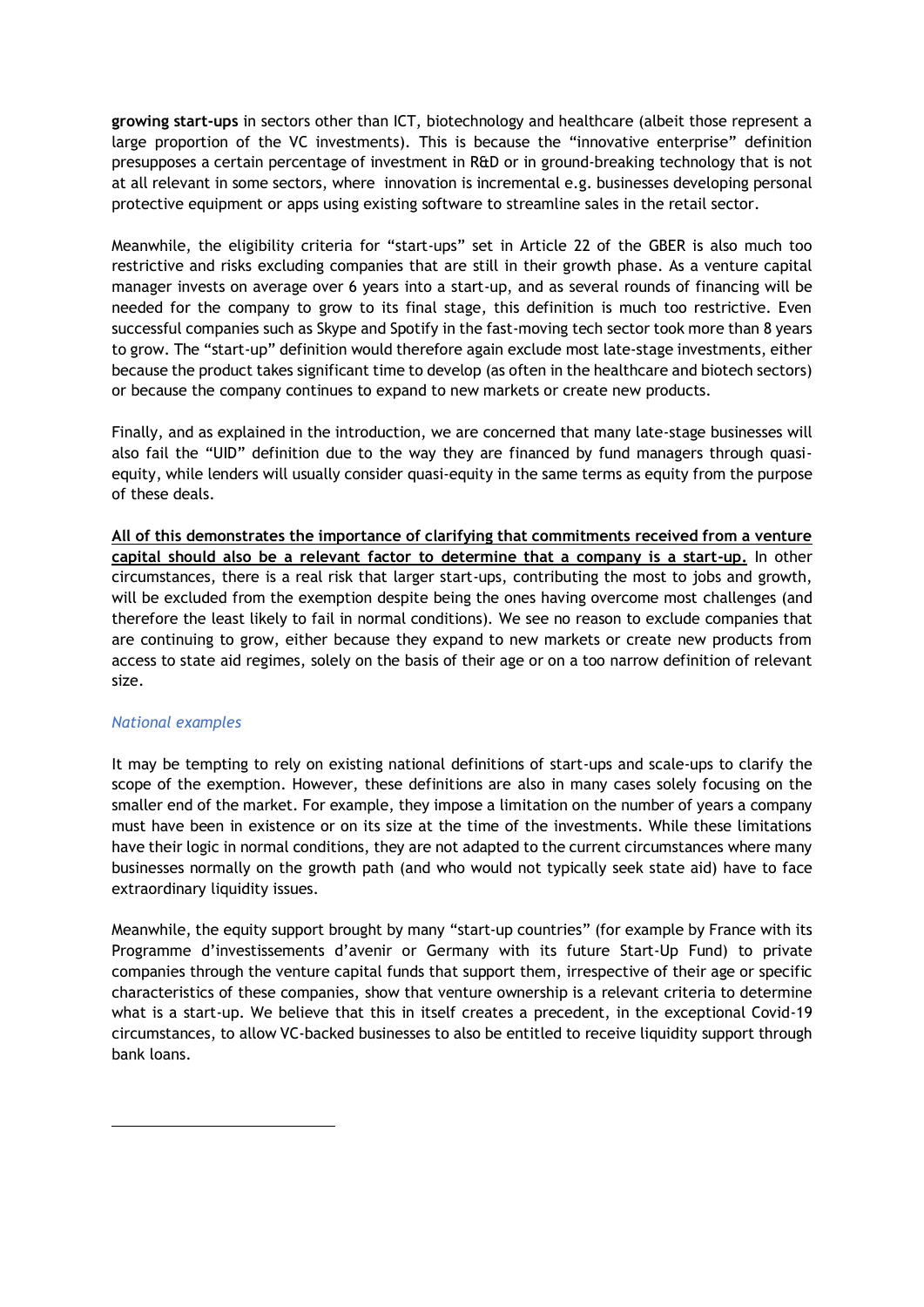**growing start-ups** in sectors other than ICT, biotechnology and healthcare (albeit those represent a large proportion of the VC investments). This is because the "innovative enterprise" definition presupposes a certain percentage of investment in R&D or in ground-breaking technology that is not at all relevant in some sectors, where innovation is incremental e.g. businesses developing personal protective equipment or apps using existing software to streamline sales in the retail sector.

Meanwhile, the eligibility criteria for "start-ups" set in Article 22 of the GBER is also much too restrictive and risks excluding companies that are still in their growth phase. As a venture capital manager invests on average over 6 years into a start-up, and as several rounds of financing will be needed for the company to grow to its final stage, this definition is much too restrictive. Even successful companies such as Skype and Spotify in the fast-moving tech sector took more than 8 years to grow. The "start-up" definition would therefore again exclude most late-stage investments, either because the product takes significant time to develop (as often in the healthcare and biotech sectors) or because the company continues to expand to new markets or create new products.

Finally, and as explained in the introduction, we are concerned that many late-stage businesses will also fail the "UID" definition due to the way they are financed by fund managers through quasi-equity, while lenders will usually consider quasi-equity in the same terms as equity from the purpose of these deals.

**All of this demonstrates the importance of clarifying that commitments received from a venture capital should also be a relevant factor to determine that a company is a start-up.** In other circumstances, there is a real risk that larger start-ups, contributing the most to jobs and growth, will be excluded from the exemption despite being the ones having overcome most challenges (and therefore the least likely to fail in normal conditions). We see no reason to exclude companies that are continuing to grow, either because they expand to new markets or create new products from access to state aid regimes, solely on the basis of their age or on a too narrow definition of relevant size.

*National examples*

It may be tempting to rely on existing national definitions of start-ups and scale-ups to clarify the scope of the exemption. However, these definitions are also in many cases solely focusing on the smaller end of the market. For example, they impose a limitation on the number of years a company must have been in existence or on its size at the time of the investments. While these limitations have their logic in normal conditions, they are not adapted to the current circumstances where many businesses normally on the growth path (and who would not typically seek state aid) have to face extraordinary liquidity issues.

Meanwhile, the equity support brought by many "start-up countries" (for example by France with its Programme d'investissements d'avenir or Germany with its future Start-Up Fund) to private companies through the venture capital funds that support them, irrespective of their age or specific characteristics of these companies, show that venture ownership is a relevant criteria to determine what is a start-up. We believe that this in itself creates a precedent, in the exceptional Covid-19 circumstances, to allow VC-backed businesses to also be entitled to receive liquidity support through bank loans.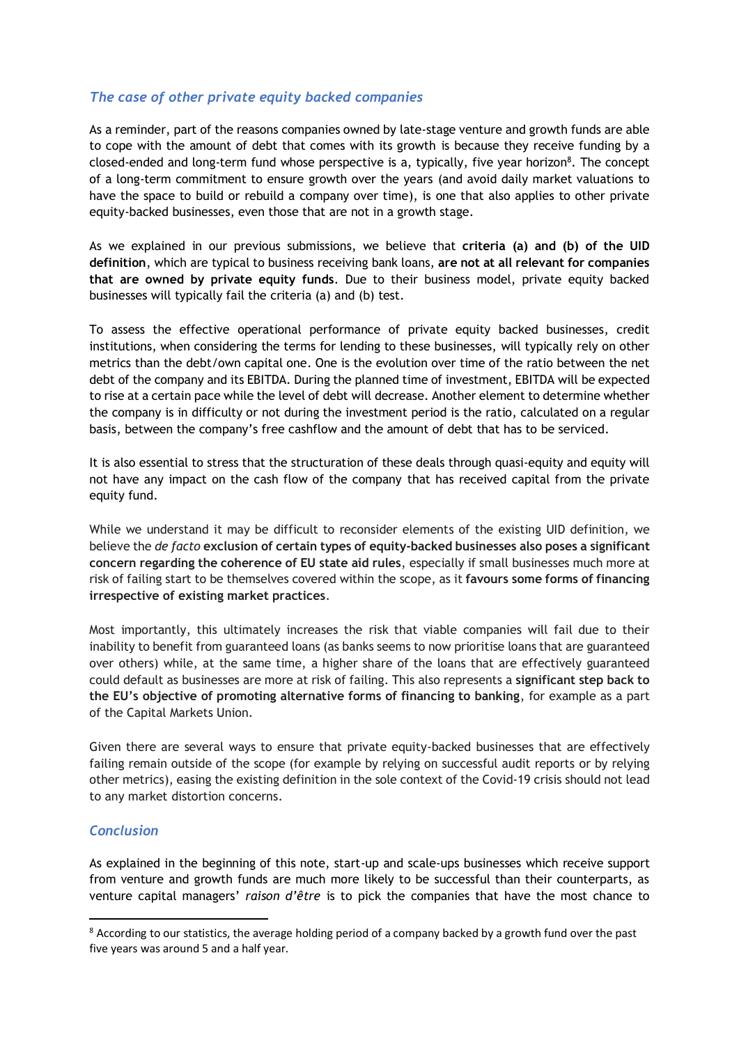### *The case of other private equity backed companies*

As a reminder, part of the reasons companies owned by late-stage venture and growth funds are able to cope with the amount of debt that comes with its growth is because they receive funding by a closed-ended and long-term fund whose perspective is a, typically, five year horizon[8]. The concept of a long-term commitment to ensure growth over the years (and avoid daily market valuations to have the space to build or rebuild a company over time), is one that also applies to other private equity-backed businesses, even those that are not in a growth stage.

As we explained in our previous submissions, we believe that **criteria (a) and (b) of the UID definition**, which are typical to business receiving bank loans, **are not at all relevant for companies that are owned by private equity funds**. Due to their business model, private equity backed businesses will typically fail the criteria (a) and (b) test.

To assess the effective operational performance of private equity backed businesses, credit institutions, when considering the terms for lending to these businesses, will typically rely on other metrics than the debt/own capital one. One is the evolution over time of the ratio between the net debt of the company and its EBITDA. During the planned time of investment, EBITDA will be expected to rise at a certain pace while the level of debt will decrease. Another element to determine whether the company is in difficulty or not during the investment period is the ratio, calculated on a regular basis, between the company's free cashflow and the amount of debt that has to be serviced.

It is also essential to stress that the structuration of these deals through quasi-equity and equity will not have any impact on the cash flow of the company that has received capital from the private equity fund.

While we understand it may be difficult to reconsider elements of the existing UID definition, we believe the *de facto* **exclusion of certain types of equity-backed businesses also poses a significant concern regarding the coherence of EU state aid rules**, especially if small businesses much more at risk of failing start to be themselves covered within the scope, as it **favours some forms of financing irrespective of existing market practices**.

Most importantly, this ultimately increases the risk that viable companies will fail due to their inability to benefit from guaranteed loans (as banks seems to now prioritise loans that are guaranteed over others) while, at the same time, a higher share of the loans that are effectively guaranteed could default as businesses are more at risk of failing. This also represents a **significant step back to the EU's objective of promoting alternative forms of financing to banking**, for example as a part of the Capital Markets Union.

Given there are several ways to ensure that private equity-backed businesses that are effectively failing remain outside of the scope (for example by relying on successful audit reports or by relying other metrics), easing the existing definition in the sole context of the Covid-19 crisis should not lead to any market distortion concerns.

### *Conclusion*

As explained in the beginning of this note, start-up and scale-ups businesses which receive support from venture and growth funds are much more likely to be successful than their counterparts, as venture capital managers' *raison d'être* is to pick the companies that have the most chance to

---

[8] According to our statistics, the average holding period of a company backed by a growth fund over the past five years was around 5 and a half year.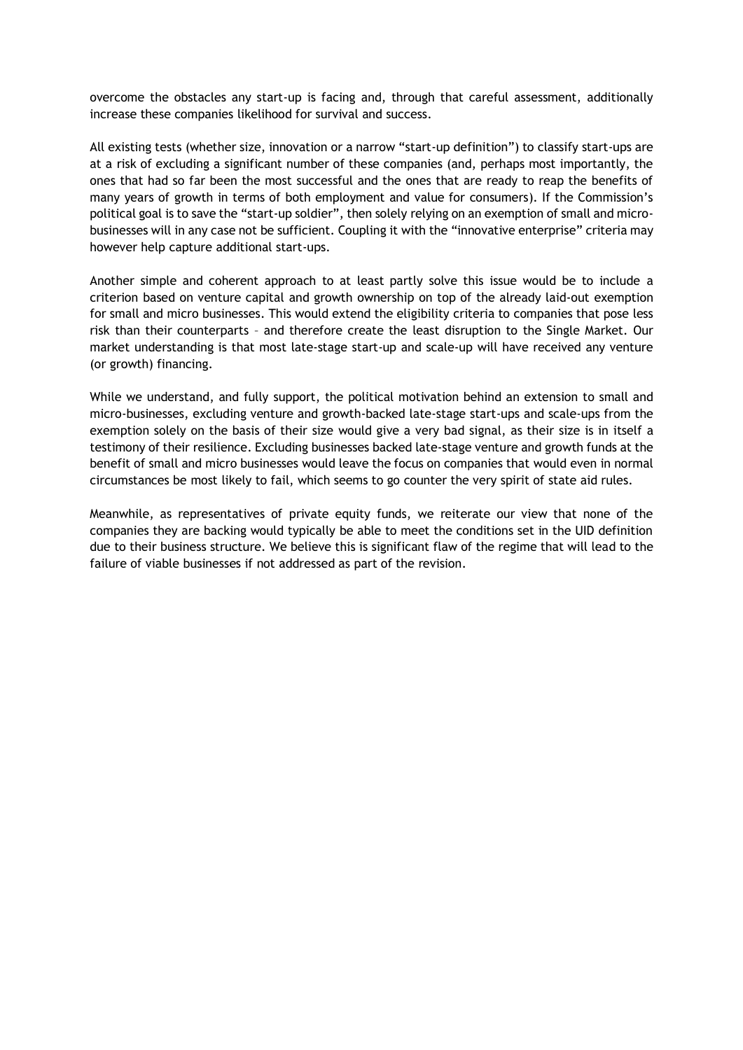overcome the obstacles any start-up is facing and, through that careful assessment, additionally increase these companies likelihood for survival and success.

All existing tests (whether size, innovation or a narrow "start-up definition") to classify start-ups are at a risk of excluding a significant number of these companies (and, perhaps most importantly, the ones that had so far been the most successful and the ones that are ready to reap the benefits of many years of growth in terms of both employment and value for consumers). If the Commission's political goal is to save the "start-up soldier", then solely relying on an exemption of small and micro-businesses will in any case not be sufficient. Coupling it with the "innovative enterprise" criteria may however help capture additional start-ups.

Another simple and coherent approach to at least partly solve this issue would be to include a criterion based on venture capital and growth ownership on top of the already laid-out exemption for small and micro businesses. This would extend the eligibility criteria to companies that pose less risk than their counterparts – and therefore create the least disruption to the Single Market. Our market understanding is that most late-stage start-up and scale-up will have received any venture (or growth) financing.

While we understand, and fully support, the political motivation behind an extension to small and micro-businesses, excluding venture and growth-backed late-stage start-ups and scale-ups from the exemption solely on the basis of their size would give a very bad signal, as their size is in itself a testimony of their resilience. Excluding businesses backed late-stage venture and growth funds at the benefit of small and micro businesses would leave the focus on companies that would even in normal circumstances be most likely to fail, which seems to go counter the very spirit of state aid rules.

Meanwhile, as representatives of private equity funds, we reiterate our view that none of the companies they are backing would typically be able to meet the conditions set in the UID definition due to their business structure. We believe this is significant flaw of the regime that will lead to the failure of viable businesses if not addressed as part of the revision.